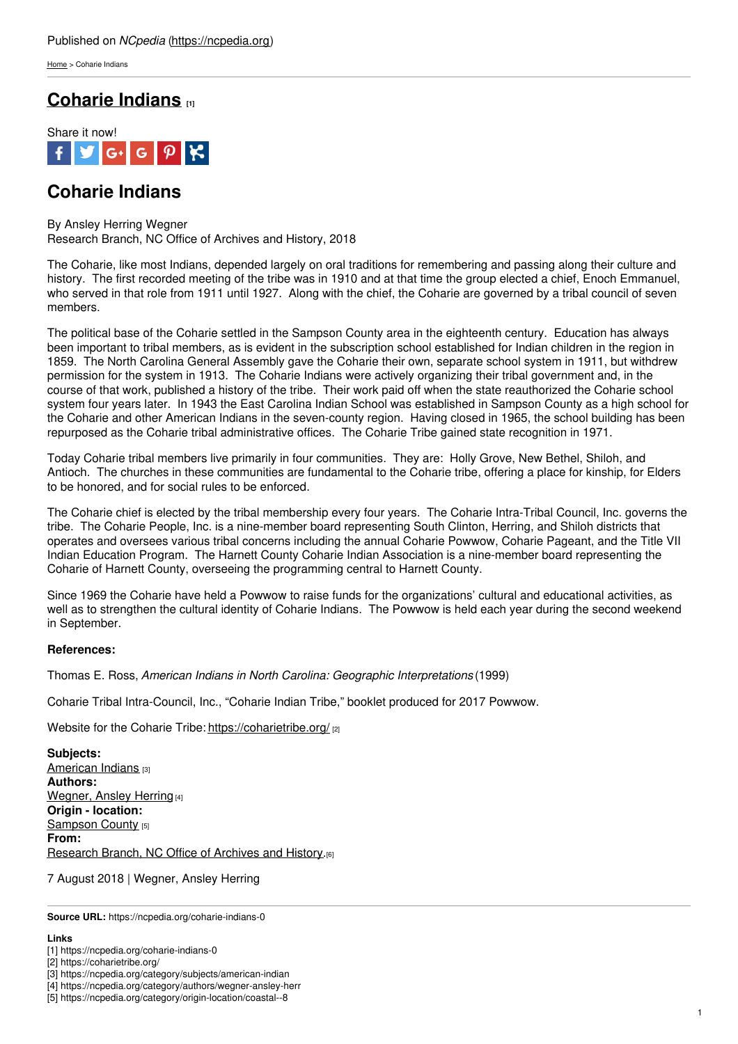Published on *NCpedia* (https://ncpedia.org)

Home > Coharie Indians

# Coharie Indians [1]

Share it now!

## Coharie Indians

By Ansley Herring Wegner
Research Branch, NC Office of Archives and History, 2018

The Coharie, like most Indians, depended largely on oral traditions for remembering and passing along their culture and history. The first recorded meeting of the tribe was in 1910 and at that time the group elected a chief, Enoch Emmanuel, who served in that role from 1911 until 1927. Along with the chief, the Coharie are governed by a tribal council of seven members.

The political base of the Coharie settled in the Sampson County area in the eighteenth century. Education has always been important to tribal members, as is evident in the subscription school established for Indian children in the region in 1859. The North Carolina General Assembly gave the Coharie their own, separate school system in 1911, but withdrew permission for the system in 1913. The Coharie Indians were actively organizing their tribal government and, in the course of that work, published a history of the tribe. Their work paid off when the state reauthorized the Coharie school system four years later. In 1943 the East Carolina Indian School was established in Sampson County as a high school for the Coharie and other American Indians in the seven-county region. Having closed in 1965, the school building has been repurposed as the Coharie tribal administrative offices. The Coharie Tribe gained state recognition in 1971.

Today Coharie tribal members live primarily in four communities. They are: Holly Grove, New Bethel, Shiloh, and Antioch. The churches in these communities are fundamental to the Coharie tribe, offering a place for kinship, for Elders to be honored, and for social rules to be enforced.

The Coharie chief is elected by the tribal membership every four years. The Coharie Intra-Tribal Council, Inc. governs the tribe. The Coharie People, Inc. is a nine-member board representing South Clinton, Herring, and Shiloh districts that operates and oversees various tribal concerns including the annual Coharie Powwow, Coharie Pageant, and the Title VII Indian Education Program. The Harnett County Coharie Indian Association is a nine-member board representing the Coharie of Harnett County, overseeing the programming central to Harnett County.

Since 1969 the Coharie have held a Powwow to raise funds for the organizations' cultural and educational activities, as well as to strengthen the cultural identity of Coharie Indians. The Powwow is held each year during the second weekend in September.

**References:**

Thomas E. Ross, *American Indians in North Carolina: Geographic Interpretations* (1999)

Coharie Tribal Intra-Council, Inc., "Coharie Indian Tribe," booklet produced for 2017 Powwow.

Website for the Coharie Tribe: https://coharietribe.org/ [2]

**Subjects:**
American Indians [3]
**Authors:**
Wegner, Ansley Herring [4]
**Origin - location:**
Sampson County [5]
**From:**
Research Branch, NC Office of Archives and History. [6]

7 August 2018 | Wegner, Ansley Herring

**Source URL:** https://ncpedia.org/coharie-indians-0

**Links**
[1] https://ncpedia.org/coharie-indians-0
[2] https://coharietribe.org/
[3] https://ncpedia.org/category/subjects/american-indian
[4] https://ncpedia.org/category/authors/wegner-ansley-herr
[5] https://ncpedia.org/category/origin-location/coastal--8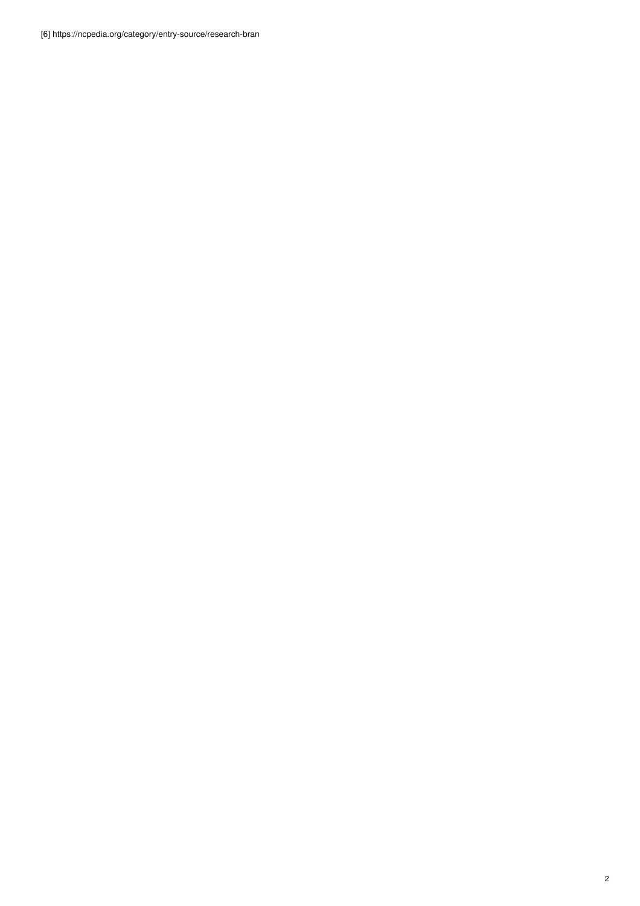[6] https://ncpedia.org/category/entry-source/research-bran